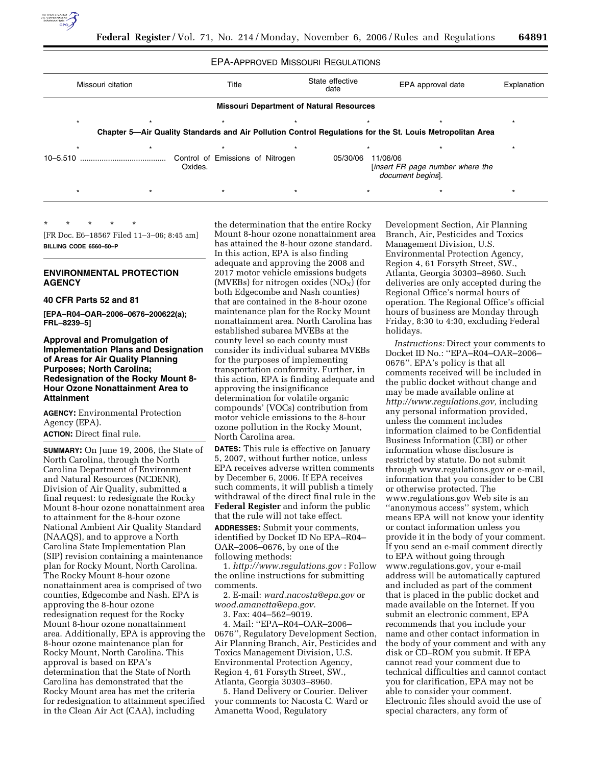EPA-APPROVED MISSOURI REGULATIONS

| Missouri citation | Title | State effective date | EPA approval date | Explanation |
|---|---|---|---|---|
| **Missouri Department of Natural Resources** | | | | |
| * * * | * | * | * | * |
| **Chapter 5—Air Quality Standards and Air Pollution Control Regulations for the St. Louis Metropolitan Area** | | | | |
| * * * | * | * | * | * |
| 10–5.510 | Control of Emissions of Nitrogen Oxides. | 05/30/06 | 11/06/06 [*insert FR page number where the document begins*]. | |
| * * * | * | * | * | * |

\* \* \* \* \*

[FR Doc. E6–18567 Filed 11–3–06; 8:45 am]

**BILLING CODE 6560–50–P**

## ENVIRONMENTAL PROTECTION AGENCY

### 40 CFR Parts 52 and 81

**[EPA–R04–OAR–2006–0676–200622(a); FRL–8239–5]**

### Approval and Promulgation of Implementation Plans and Designation of Areas for Air Quality Planning Purposes; North Carolina; Redesignation of the Rocky Mount 8-Hour Ozone Nonattainment Area to Attainment

**AGENCY:** Environmental Protection Agency (EPA).

**ACTION:** Direct final rule.

**SUMMARY:** On June 19, 2006, the State of North Carolina, through the North Carolina Department of Environment and Natural Resources (NCDENR), Division of Air Quality, submitted a final request: to redesignate the Rocky Mount 8-hour ozone nonattainment area to attainment for the 8-hour ozone National Ambient Air Quality Standard (NAAQS), and to approve a North Carolina State Implementation Plan (SIP) revision containing a maintenance plan for Rocky Mount, North Carolina. The Rocky Mount 8-hour ozone nonattainment area is comprised of two counties, Edgecombe and Nash. EPA is approving the 8-hour ozone redesignation request for the Rocky Mount 8-hour ozone nonattainment area. Additionally, EPA is approving the 8-hour ozone maintenance plan for Rocky Mount, North Carolina. This approval is based on EPA's determination that the State of North Carolina has demonstrated that the Rocky Mount area has met the criteria for redesignation to attainment specified in the Clean Air Act (CAA), including the determination that the entire Rocky Mount 8-hour ozone nonattainment area has attained the 8-hour ozone standard. In this action, EPA is also finding adequate and approving the 2008 and 2017 motor vehicle emissions budgets (MVEBs) for nitrogen oxides ($NO_X$) (for both Edgecombe and Nash counties) that are contained in the 8-hour ozone maintenance plan for the Rocky Mount nonattainment area. North Carolina has established subarea MVEBs at the county level so each county must consider its individual subarea MVEBs for the purposes of implementing transportation conformity. Further, in this action, EPA is finding adequate and approving the insignificance determination for volatile organic compounds' (VOCs) contribution from motor vehicle emissions to the 8-hour ozone pollution in the Rocky Mount, North Carolina area.

**DATES:** This rule is effective on January 5, 2007, without further notice, unless EPA receives adverse written comments by December 6, 2006. If EPA receives such comments, it will publish a timely withdrawal of the direct final rule in the **Federal Register** and inform the public that the rule will not take effect.

**ADDRESSES:** Submit your comments, identified by Docket ID No EPA–R04–OAR–2006–0676, by one of the following methods:

1. *http://www.regulations.gov* : Follow the online instructions for submitting comments.

2. E-mail: *ward.nacosta@epa.gov* or *wood.amanetta@epa.gov.*

3. Fax: 404–562–9019.

4. Mail: ''EPA–R04–OAR–2006–0676'', Regulatory Development Section, Air Planning Branch, Air, Pesticides and Toxics Management Division, U.S. Environmental Protection Agency, Region 4, 61 Forsyth Street, SW., Atlanta, Georgia 30303–8960.

5. Hand Delivery or Courier. Deliver your comments to: Nacosta C. Ward or Amanetta Wood, Regulatory Development Section, Air Planning Branch, Air, Pesticides and Toxics Management Division, U.S. Environmental Protection Agency, Region 4, 61 Forsyth Street, SW., Atlanta, Georgia 30303–8960. Such deliveries are only accepted during the Regional Office's normal hours of operation. The Regional Office's official hours of business are Monday through Friday, 8:30 to 4:30, excluding Federal holidays.

*Instructions:* Direct your comments to Docket ID No.: ''EPA–R04–OAR–2006–0676''. EPA's policy is that all comments received will be included in the public docket without change and may be made available online at *http://www.regulations.gov,* including any personal information provided, unless the comment includes information claimed to be Confidential Business Information (CBI) or other information whose disclosure is restricted by statute. Do not submit through www.regulations.gov or e-mail, information that you consider to be CBI or otherwise protected. The www.regulations.gov Web site is an ''anonymous access'' system, which means EPA will not know your identity or contact information unless you provide it in the body of your comment. If you send an e-mail comment directly to EPA without going through www.regulations.gov, your e-mail address will be automatically captured and included as part of the comment that is placed in the public docket and made available on the Internet. If you submit an electronic comment, EPA recommends that you include your name and other contact information in the body of your comment and with any disk or CD–ROM you submit. If EPA cannot read your comment due to technical difficulties and cannot contact you for clarification, EPA may not be able to consider your comment. Electronic files should avoid the use of special characters, any form of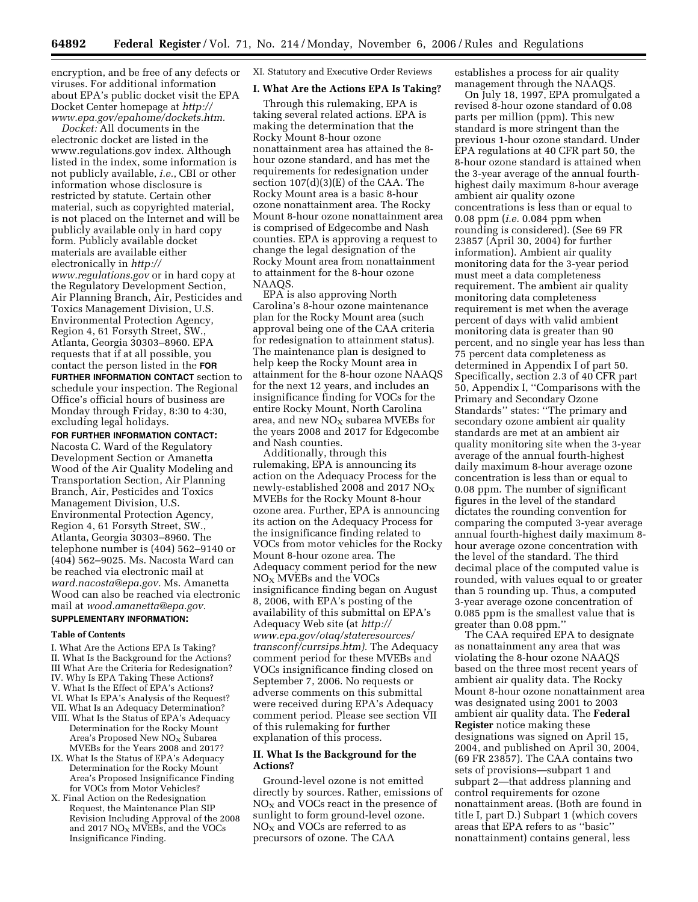encryption, and be free of any defects or viruses. For additional information about EPA's public docket visit the EPA Docket Center homepage at *http://www.epa.gov/epahome/dockets.htm.*

*Docket:* All documents in the electronic docket are listed in the www.regulations.gov index. Although listed in the index, some information is not publicly available, *i.e.*, CBI or other information whose disclosure is restricted by statute. Certain other material, such as copyrighted material, is not placed on the Internet and will be publicly available only in hard copy form. Publicly available docket materials are available either electronically in *http://www.regulations.gov* or in hard copy at the Regulatory Development Section, Air Planning Branch, Air, Pesticides and Toxics Management Division, U.S. Environmental Protection Agency, Region 4, 61 Forsyth Street, SW., Atlanta, Georgia 30303–8960. EPA requests that if at all possible, you contact the person listed in the **FOR FURTHER INFORMATION CONTACT** section to schedule your inspection. The Regional Office's official hours of business are Monday through Friday, 8:30 to 4:30, excluding legal holidays.

**FOR FURTHER INFORMATION CONTACT:** Nacosta C. Ward of the Regulatory Development Section or Amanetta Wood of the Air Quality Modeling and Transportation Section, Air Planning Branch, Air, Pesticides and Toxics Management Division, U.S. Environmental Protection Agency, Region 4, 61 Forsyth Street, SW., Atlanta, Georgia 30303–8960. The telephone number is (404) 562–9140 or (404) 562–9025. Ms. Nacosta Ward can be reached via electronic mail at *ward.nacosta@epa.gov.* Ms. Amanetta Wood can also be reached via electronic mail at *wood.amanetta@epa.gov.*

**SUPPLEMENTARY INFORMATION:**

**Table of Contents**

I. What Are the Actions EPA Is Taking?
II. What Is the Background for the Actions?
III What Are the Criteria for Redesignation?
IV. Why Is EPA Taking These Actions?
V. What Is the Effect of EPA's Actions?
VI. What Is EPA's Analysis of the Request?
VII. What Is an Adequacy Determination?
VIII. What Is the Status of EPA's Adequacy Determination for the Rocky Mount Area's Proposed New $NO_X$ Subarea MVEBs for the Years 2008 and 2017?
IX. What Is the Status of EPA's Adequacy Determination for the Rocky Mount Area's Proposed Insignificance Finding for VOCs from Motor Vehicles?
X. Final Action on the Redesignation Request, the Maintenance Plan SIP Revision Including Approval of the 2008 and 2017 $NO_X$ MVEBs, and the VOCs Insignificance Finding.
XI. Statutory and Executive Order Reviews

## I. What Are the Actions EPA Is Taking?

Through this rulemaking, EPA is taking several related actions. EPA is making the determination that the Rocky Mount 8-hour ozone nonattainment area has attained the 8-hour ozone standard, and has met the requirements for redesignation under section 107(d)(3)(E) of the CAA. The Rocky Mount area is a basic 8-hour ozone nonattainment area. The Rocky Mount 8-hour ozone nonattainment area is comprised of Edgecombe and Nash counties. EPA is approving a request to change the legal designation of the Rocky Mount area from nonattainment to attainment for the 8-hour ozone NAAQS.

EPA is also approving North Carolina's 8-hour ozone maintenance plan for the Rocky Mount area (such approval being one of the CAA criteria for redesignation to attainment status). The maintenance plan is designed to help keep the Rocky Mount area in attainment for the 8-hour ozone NAAQS for the next 12 years, and includes an insignificance finding for VOCs for the entire Rocky Mount, North Carolina area, and new $NO_X$ subarea MVEBs for the years 2008 and 2017 for Edgecombe and Nash counties.

Additionally, through this rulemaking, EPA is announcing its action on the Adequacy Process for the newly-established 2008 and 2017 $NO_X$ MVEBs for the Rocky Mount 8-hour ozone area. Further, EPA is announcing its action on the Adequacy Process for the insignificance finding related to VOCs from motor vehicles for the Rocky Mount 8-hour ozone area. The Adequacy comment period for the new $NO_X$ MVEBs and the VOCs insignificance finding began on August 8, 2006, with EPA's posting of the availability of this submittal on EPA's Adequacy Web site (at *http://www.epa.gov/otaq/stateresources/transconf/currsips.htm).* The Adequacy comment period for these MVEBs and VOCs insignificance finding closed on September 7, 2006. No requests or adverse comments on this submittal were received during EPA's Adequacy comment period. Please see section VII of this rulemaking for further explanation of this process.

## II. What Is the Background for the Actions?

Ground-level ozone is not emitted directly by sources. Rather, emissions of $NO_X$ and VOCs react in the presence of sunlight to form ground-level ozone. $NO_X$ and VOCs are referred to as precursors of ozone. The CAA establishes a process for air quality management through the NAAQS.

On July 18, 1997, EPA promulgated a revised 8-hour ozone standard of 0.08 parts per million (ppm). This new standard is more stringent than the previous 1-hour ozone standard. Under EPA regulations at 40 CFR part 50, the 8-hour ozone standard is attained when the 3-year average of the annual fourth-highest daily maximum 8-hour average ambient air quality ozone concentrations is less than or equal to 0.08 ppm (*i.e.* 0.084 ppm when rounding is considered). (See 69 FR 23857 (April 30, 2004) for further information). Ambient air quality monitoring data for the 3-year period must meet a data completeness requirement. The ambient air quality monitoring data completeness requirement is met when the average percent of days with valid ambient monitoring data is greater than 90 percent, and no single year has less than 75 percent data completeness as determined in Appendix I of part 50. Specifically, section 2.3 of 40 CFR part 50, Appendix I, "Comparisons with the Primary and Secondary Ozone Standards" states: "The primary and secondary ozone ambient air quality standards are met at an ambient air quality monitoring site when the 3-year average of the annual fourth-highest daily maximum 8-hour average ozone concentration is less than or equal to 0.08 ppm. The number of significant figures in the level of the standard dictates the rounding convention for comparing the computed 3-year average annual fourth-highest daily maximum 8-hour average ozone concentration with the level of the standard. The third decimal place of the computed value is rounded, with values equal to or greater than 5 rounding up. Thus, a computed 3-year average ozone concentration of 0.085 ppm is the smallest value that is greater than 0.08 ppm."

The CAA required EPA to designate as nonattainment any area that was violating the 8-hour ozone NAAQS based on the three most recent years of ambient air quality data. The Rocky Mount 8-hour ozone nonattainment area was designated using 2001 to 2003 ambient air quality data. The **Federal Register** notice making these designations was signed on April 15, 2004, and published on April 30, 2004, (69 FR 23857). The CAA contains two sets of provisions—subpart 1 and subpart 2—that address planning and control requirements for ozone nonattainment areas. (Both are found in title I, part D.) Subpart 1 (which covers areas that EPA refers to as "basic" nonattainment) contains general, less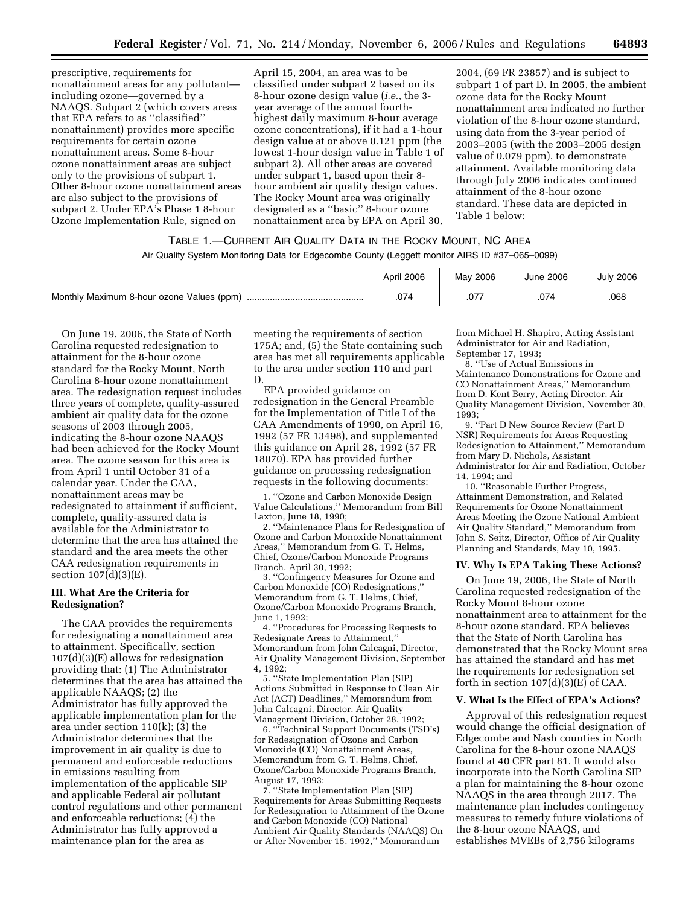prescriptive, requirements for nonattainment areas for any pollutant—including ozone—governed by a NAAQS. Subpart 2 (which covers areas that EPA refers to as ''classified'' nonattainment) provides more specific requirements for certain ozone nonattainment areas. Some 8-hour ozone nonattainment areas are subject only to the provisions of subpart 1. Other 8-hour ozone nonattainment areas are also subject to the provisions of subpart 2. Under EPA's Phase 1 8-hour Ozone Implementation Rule, signed on April 15, 2004, an area was to be classified under subpart 2 based on its 8-hour ozone design value (*i.e.*, the 3-year average of the annual fourth-highest daily maximum 8-hour average ozone concentrations), if it had a 1-hour design value at or above 0.121 ppm (the lowest 1-hour design value in Table 1 of subpart 2). All other areas are covered under subpart 1, based upon their 8-hour ambient air quality design values. The Rocky Mount area was originally designated as a ''basic'' 8-hour ozone nonattainment area by EPA on April 30, 2004, (69 FR 23857) and is subject to subpart 1 of part D. In 2005, the ambient ozone data for the Rocky Mount nonattainment area indicated no further violation of the 8-hour ozone standard, using data from the 3-year period of 2003–2005 (with the 2003–2005 design value of 0.079 ppm), to demonstrate attainment. Available monitoring data through July 2006 indicates continued attainment of the 8-hour ozone standard. These data are depicted in Table 1 below:

TABLE 1.—CURRENT AIR QUALITY DATA IN THE ROCKY MOUNT, NC AREA

Air Quality System Monitoring Data for Edgecombe County (Leggett monitor AIRS ID #37–065–0099)

| | April 2006 | May 2006 | June 2006 | July 2006 |
|---|---|---|---|---|
| Monthly Maximum 8-hour ozone Values (ppm) | .074 | .077 | .074 | .068 |

On June 19, 2006, the State of North Carolina requested redesignation to attainment for the 8-hour ozone standard for the Rocky Mount, North Carolina 8-hour ozone nonattainment area. The redesignation request includes three years of complete, quality-assured ambient air quality data for the ozone seasons of 2003 through 2005, indicating the 8-hour ozone NAAQS had been achieved for the Rocky Mount area. The ozone season for this area is from April 1 until October 31 of a calendar year. Under the CAA, nonattainment areas may be redesignated to attainment if sufficient, complete, quality-assured data is available for the Administrator to determine that the area has attained the standard and the area meets the other CAA redesignation requirements in section 107(d)(3)(E).

### III. What Are the Criteria for Redesignation?

The CAA provides the requirements for redesignating a nonattainment area to attainment. Specifically, section 107(d)(3)(E) allows for redesignation providing that: (1) The Administrator determines that the area has attained the applicable NAAQS; (2) the Administrator has fully approved the applicable implementation plan for the area under section 110(k); (3) the Administrator determines that the improvement in air quality is due to permanent and enforceable reductions in emissions resulting from implementation of the applicable SIP and applicable Federal air pollutant control regulations and other permanent and enforceable reductions; (4) the Administrator has fully approved a maintenance plan for the area as meeting the requirements of section 175A; and, (5) the State containing such area has met all requirements applicable to the area under section 110 and part D.

EPA provided guidance on redesignation in the General Preamble for the Implementation of Title I of the CAA Amendments of 1990, on April 16, 1992 (57 FR 13498), and supplemented this guidance on April 28, 1992 (57 FR 18070). EPA has provided further guidance on processing redesignation requests in the following documents:

1. ''Ozone and Carbon Monoxide Design Value Calculations,'' Memorandum from Bill Laxton, June 18, 1990;

2. ''Maintenance Plans for Redesignation of Ozone and Carbon Monoxide Nonattainment Areas,'' Memorandum from G. T. Helms, Chief, Ozone/Carbon Monoxide Programs Branch, April 30, 1992;

3. ''Contingency Measures for Ozone and Carbon Monoxide (CO) Redesignations,'' Memorandum from G. T. Helms, Chief, Ozone/Carbon Monoxide Programs Branch, June 1, 1992;

4. ''Procedures for Processing Requests to Redesignate Areas to Attainment,'' Memorandum from John Calcagni, Director, Air Quality Management Division, September 4, 1992;

5. ''State Implementation Plan (SIP) Actions Submitted in Response to Clean Air Act (ACT) Deadlines,'' Memorandum from John Calcagni, Director, Air Quality Management Division, October 28, 1992;

6. ''Technical Support Documents (TSD's) for Redesignation of Ozone and Carbon Monoxide (CO) Nonattainment Areas, Memorandum from G. T. Helms, Chief, Ozone/Carbon Monoxide Programs Branch, August 17, 1993;

7. ''State Implementation Plan (SIP) Requirements for Areas Submitting Requests for Redesignation to Attainment of the Ozone and Carbon Monoxide (CO) National Ambient Air Quality Standards (NAAQS) On or After November 15, 1992,'' Memorandum from Michael H. Shapiro, Acting Assistant Administrator for Air and Radiation, September 17, 1993;

8. ''Use of Actual Emissions in Maintenance Demonstrations for Ozone and CO Nonattainment Areas,'' Memorandum from D. Kent Berry, Acting Director, Air Quality Management Division, November 30, 1993;

9. ''Part D New Source Review (Part D NSR) Requirements for Areas Requesting Redesignation to Attainment,'' Memorandum from Mary D. Nichols, Assistant Administrator for Air and Radiation, October 14, 1994; and

10. ''Reasonable Further Progress, Attainment Demonstration, and Related Requirements for Ozone Nonattainment Areas Meeting the Ozone National Ambient Air Quality Standard,'' Memorandum from John S. Seitz, Director, Office of Air Quality Planning and Standards, May 10, 1995.

### IV. Why Is EPA Taking These Actions?

On June 19, 2006, the State of North Carolina requested redesignation of the Rocky Mount 8-hour ozone nonattainment area to attainment for the 8-hour ozone standard. EPA believes that the State of North Carolina has demonstrated that the Rocky Mount area has attained the standard and has met the requirements for redesignation set forth in section 107(d)(3)(E) of CAA.

### V. What Is the Effect of EPA's Actions?

Approval of this redesignation request would change the official designation of Edgecombe and Nash counties in North Carolina for the 8-hour ozone NAAQS found at 40 CFR part 81. It would also incorporate into the North Carolina SIP a plan for maintaining the 8-hour ozone NAAQS in the area through 2017. The maintenance plan includes contingency measures to remedy future violations of the 8-hour ozone NAAQS, and establishes MVEBs of 2,756 kilograms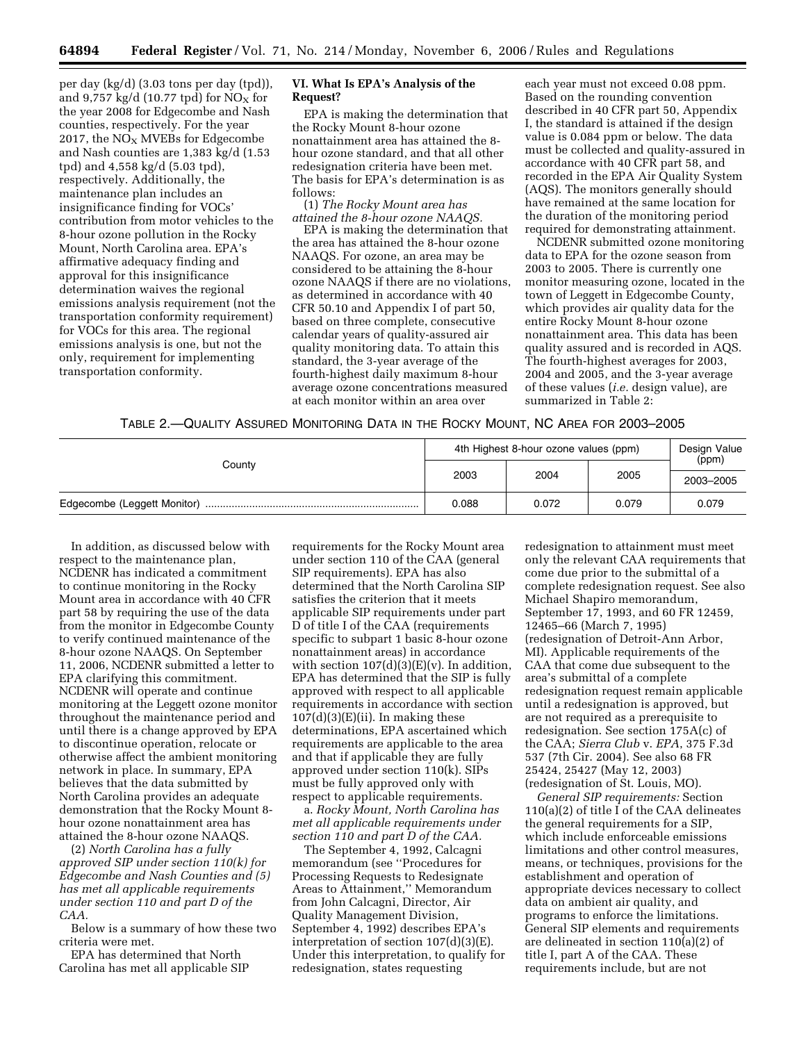per day (kg/d) (3.03 tons per day (tpd)), and 9,757 kg/d (10.77 tpd) for $NO_X$ for the year 2008 for Edgecombe and Nash counties, respectively. For the year 2017, the $NO_X$ MVEBs for Edgecombe and Nash counties are 1,383 kg/d (1.53 tpd) and 4,558 kg/d (5.03 tpd), respectively. Additionally, the maintenance plan includes an insignificance finding for VOCs' contribution from motor vehicles to the 8-hour ozone pollution in the Rocky Mount, North Carolina area. EPA's affirmative adequacy finding and approval for this insignificance determination waives the regional emissions analysis requirement (not the transportation conformity requirement) for VOCs for this area. The regional emissions analysis is one, but not the only, requirement for implementing transportation conformity.

## VI. What Is EPA's Analysis of the Request?

EPA is making the determination that the Rocky Mount 8-hour ozone nonattainment area has attained the 8-hour ozone standard, and that all other redesignation criteria have been met. The basis for EPA's determination is as follows:

(1) *The Rocky Mount area has attained the 8-hour ozone NAAQS.*

EPA is making the determination that the area has attained the 8-hour ozone NAAQS. For ozone, an area may be considered to be attaining the 8-hour ozone NAAQS if there are no violations, as determined in accordance with 40 CFR 50.10 and Appendix I of part 50, based on three complete, consecutive calendar years of quality-assured air quality monitoring data. To attain this standard, the 3-year average of the fourth-highest daily maximum 8-hour average ozone concentrations measured at each monitor within an area over each year must not exceed 0.08 ppm. Based on the rounding convention described in 40 CFR part 50, Appendix I, the standard is attained if the design value is 0.084 ppm or below. The data must be collected and quality-assured in accordance with 40 CFR part 58, and recorded in the EPA Air Quality System (AQS). The monitors generally should have remained at the same location for the duration of the monitoring period required for demonstrating attainment.

NCDENR submitted ozone monitoring data to EPA for the ozone season from 2003 to 2005. There is currently one monitor measuring ozone, located in the town of Leggett in Edgecombe County, which provides air quality data for the entire Rocky Mount 8-hour ozone nonattainment area. This data has been quality assured and is recorded in AQS. The fourth-highest averages for 2003, 2004 and 2005, and the 3-year average of these values (*i.e.* design value), are summarized in Table 2:

TABLE 2.—QUALITY ASSURED MONITORING DATA IN THE ROCKY MOUNT, NC AREA FOR 2003–2005

| County | 4th Highest 8-hour ozone values (ppm) | | | Design Value (ppm) |
|---|---|---|---|---|
| | 2003 | 2004 | 2005 | 2003–2005 |
| Edgecombe (Leggett Monitor) | 0.088 | 0.072 | 0.079 | 0.079 |

In addition, as discussed below with respect to the maintenance plan, NCDENR has indicated a commitment to continue monitoring in the Rocky Mount area in accordance with 40 CFR part 58 by requiring the use of the data from the monitor in Edgecombe County to verify continued maintenance of the 8-hour ozone NAAQS. On September 11, 2006, NCDENR submitted a letter to EPA clarifying this commitment. NCDENR will operate and continue monitoring at the Leggett ozone monitor throughout the maintenance period and until there is a change approved by EPA to discontinue operation, relocate or otherwise affect the ambient monitoring network in place. In summary, EPA believes that the data submitted by North Carolina provides an adequate demonstration that the Rocky Mount 8-hour ozone nonattainment area has attained the 8-hour ozone NAAQS.

(2) *North Carolina has a fully approved SIP under section 110(k) for Edgecombe and Nash Counties and (5) has met all applicable requirements under section 110 and part D of the CAA.*

Below is a summary of how these two criteria were met.

EPA has determined that North Carolina has met all applicable SIP requirements for the Rocky Mount area under section 110 of the CAA (general SIP requirements). EPA has also determined that the North Carolina SIP satisfies the criterion that it meets applicable SIP requirements under part D of title I of the CAA (requirements specific to subpart 1 basic 8-hour ozone nonattainment areas) in accordance with section 107(d)(3)(E)(v). In addition, EPA has determined that the SIP is fully approved with respect to all applicable requirements in accordance with section 107(d)(3)(E)(ii). In making these determinations, EPA ascertained which requirements are applicable to the area and that if applicable they are fully approved under section 110(k). SIPs must be fully approved only with respect to applicable requirements.

a. *Rocky Mount, North Carolina has met all applicable requirements under section 110 and part D of the CAA.*

The September 4, 1992, Calcagni memorandum (see "Procedures for Processing Requests to Redesignate Areas to Attainment," Memorandum from John Calcagni, Director, Air Quality Management Division, September 4, 1992) describes EPA's interpretation of section 107(d)(3)(E). Under this interpretation, to qualify for redesignation, states requesting redesignation to attainment must meet only the relevant CAA requirements that come due prior to the submittal of a complete redesignation request. See also Michael Shapiro memorandum, September 17, 1993, and 60 FR 12459, 12465–66 (March 7, 1995) (redesignation of Detroit-Ann Arbor, MI). Applicable requirements of the CAA that come due subsequent to the area's submittal of a complete redesignation request remain applicable until a redesignation is approved, but are not required as a prerequisite to redesignation. See section 175A(c) of the CAA; *Sierra Club* v. *EPA*, 375 F.3d 537 (7th Cir. 2004). See also 68 FR 25424, 25427 (May 12, 2003) (redesignation of St. Louis, MO).

*General SIP requirements:* Section 110(a)(2) of title I of the CAA delineates the general requirements for a SIP, which include enforceable emissions limitations and other control measures, means, or techniques, provisions for the establishment and operation of appropriate devices necessary to collect data on ambient air quality, and programs to enforce the limitations. General SIP elements and requirements are delineated in section 110(a)(2) of title I, part A of the CAA. These requirements include, but are not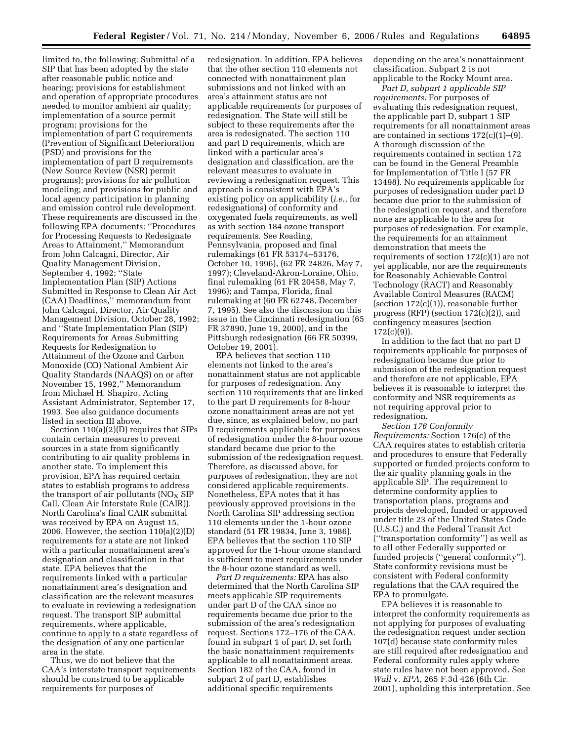limited to, the following: Submittal of a SIP that has been adopted by the state after reasonable public notice and hearing; provisions for establishment and operation of appropriate procedures needed to monitor ambient air quality; implementation of a source permit program; provisions for the implementation of part C requirements (Prevention of Significant Deterioration (PSD) and provisions for the implementation of part D requirements (New Source Review (NSR) permit programs); provisions for air pollution modeling; and provisions for public and local agency participation in planning and emission control rule development. These requirements are discussed in the following EPA documents: ''Procedures for Processing Requests to Redesignate Areas to Attainment,'' Memorandum from John Calcagni, Director, Air Quality Management Division, September 4, 1992; ''State Implementation Plan (SIP) Actions Submitted in Response to Clean Air Act (CAA) Deadlines,'' memorandum from John Calcagni, Director, Air Quality Management Division, October 28, 1992; and ''State Implementation Plan (SIP) Requirements for Areas Submitting Requests for Redesignation to Attainment of the Ozone and Carbon Monoxide (CO) National Ambient Air Quality Standards (NAAQS) on or after November 15, 1992,'' Memorandum from Michael H. Shapiro, Acting Assistant Administrator, September 17, 1993. See also guidance documents listed in section III above.

Section 110(a)(2)(D) requires that SIPs contain certain measures to prevent sources in a state from significantly contributing to air quality problems in another state. To implement this provision, EPA has required certain states to establish programs to address the transport of air pollutants ($NO_X$ SIP Call, Clean Air Interstate Rule (CAIR)). North Carolina's final CAIR submittal was received by EPA on August 15, 2006. However, the section 110(a)(2)(D) requirements for a state are not linked with a particular nonattainment area's designation and classification in that state. EPA believes that the requirements linked with a particular nonattainment area's designation and classification are the relevant measures to evaluate in reviewing a redesignation request. The transport SIP submittal requirements, where applicable, continue to apply to a state regardless of the designation of any one particular area in the state.

Thus, we do not believe that the CAA's interstate transport requirements should be construed to be applicable requirements for purposes of redesignation. In addition, EPA believes that the other section 110 elements not connected with nonattainment plan submissions and not linked with an area's attainment status are not applicable requirements for purposes of redesignation. The State will still be subject to these requirements after the area is redesignated. The section 110 and part D requirements, which are linked with a particular area's designation and classification, are the relevant measures to evaluate in reviewing a redesignation request. This approach is consistent with EPA's existing policy on applicability (*i.e.*, for redesignations) of conformity and oxygenated fuels requirements, as well as with section 184 ozone transport requirements. See Reading, Pennsylvania, proposed and final rulemakings (61 FR 53174–53176, October 10, 1996), (62 FR 24826, May 7, 1997); Cleveland-Akron-Loraine, Ohio, final rulemaking (61 FR 20458, May 7, 1996); and Tampa, Florida, final rulemaking at (60 FR 62748, December 7, 1995). See also the discussion on this issue in the Cincinnati redesignation (65 FR 37890, June 19, 2000), and in the Pittsburgh redesignation (66 FR 50399, October 19, 2001).

EPA believes that section 110 elements not linked to the area's nonattainment status are not applicable for purposes of redesignation. Any section 110 requirements that are linked to the part D requirements for 8-hour ozone nonattainment areas are not yet due, since, as explained below, no part D requirements applicable for purposes of redesignation under the 8-hour ozone standard became due prior to the submission of the redesignation request. Therefore, as discussed above, for purposes of redesignation, they are not considered applicable requirements. Nonetheless, EPA notes that it has previously approved provisions in the North Carolina SIP addressing section 110 elements under the 1-hour ozone standard (51 FR 19834, June 3, 1986). EPA believes that the section 110 SIP approved for the 1-hour ozone standard is sufficient to meet requirements under the 8-hour ozone standard as well.

*Part D requirements:* EPA has also determined that the North Carolina SIP meets applicable SIP requirements under part D of the CAA since no requirements became due prior to the submission of the area's redesignation request. Sections 172–176 of the CAA, found in subpart 1 of part D, set forth the basic nonattainment requirements applicable to all nonattainment areas. Section 182 of the CAA, found in subpart 2 of part D, establishes additional specific requirements depending on the area's nonattainment classification. Subpart 2 is not applicable to the Rocky Mount area.

*Part D, subpart 1 applicable SIP requirements:* For purposes of evaluating this redesignation request, the applicable part D, subpart 1 SIP requirements for all nonattainment areas are contained in sections 172(c)(1)–(9). A thorough discussion of the requirements contained in section 172 can be found in the General Preamble for Implementation of Title I (57 FR 13498). No requirements applicable for purposes of redesignation under part D became due prior to the submission of the redesignation request, and therefore none are applicable to the area for purposes of redesignation. For example, the requirements for an attainment demonstration that meets the requirements of section 172(c)(1) are not yet applicable, nor are the requirements for Reasonably Achievable Control Technology (RACT) and Reasonably Available Control Measures (RACM) (section 172(c)(1)), reasonable further progress (RFP) (section 172(c)(2)), and contingency measures (section 172(c)(9)).

In addition to the fact that no part D requirements applicable for purposes of redesignation became due prior to submission of the redesignation request and therefore are not applicable, EPA believes it is reasonable to interpret the conformity and NSR requirements as not requiring approval prior to redesignation.

*Section 176 Conformity Requirements:* Section 176(c) of the CAA requires states to establish criteria and procedures to ensure that Federally supported or funded projects conform to the air quality planning goals in the applicable SIP. The requirement to determine conformity applies to transportation plans, programs and projects developed, funded or approved under title 23 of the United States Code (U.S.C.) and the Federal Transit Act (''transportation conformity'') as well as to all other Federally supported or funded projects (''general conformity''). State conformity revisions must be consistent with Federal conformity regulations that the CAA required the EPA to promulgate.

EPA believes it is reasonable to interpret the conformity requirements as not applying for purposes of evaluating the redesignation request under section 107(d) because state conformity rules are still required after redesignation and Federal conformity rules apply where state rules have not been approved. See *Wall* v. *EPA*, 265 F.3d 426 (6th Cir. 2001), upholding this interpretation. See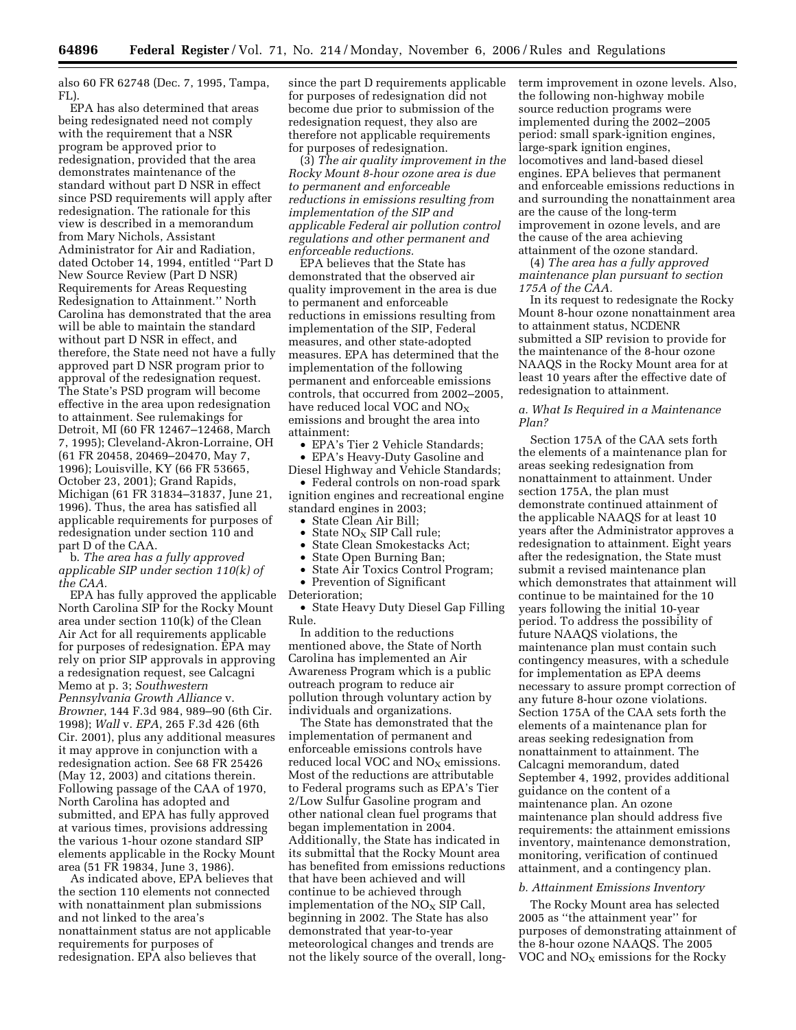also 60 FR 62748 (Dec. 7, 1995, Tampa, FL).

EPA has also determined that areas being redesignated need not comply with the requirement that a NSR program be approved prior to redesignation, provided that the area demonstrates maintenance of the standard without part D NSR in effect since PSD requirements will apply after redesignation. The rationale for this view is described in a memorandum from Mary Nichols, Assistant Administrator for Air and Radiation, dated October 14, 1994, entitled ''Part D New Source Review (Part D NSR) Requirements for Areas Requesting Redesignation to Attainment.'' North Carolina has demonstrated that the area will be able to maintain the standard without part D NSR in effect, and therefore, the State need not have a fully approved part D NSR program prior to approval of the redesignation request. The State's PSD program will become effective in the area upon redesignation to attainment. See rulemakings for Detroit, MI (60 FR 12467–12468, March 7, 1995); Cleveland-Akron-Lorraine, OH (61 FR 20458, 20469–20470, May 7, 1996); Louisville, KY (66 FR 53665, October 23, 2001); Grand Rapids, Michigan (61 FR 31834–31837, June 21, 1996). Thus, the area has satisfied all applicable requirements for purposes of redesignation under section 110 and part D of the CAA.

b. *The area has a fully approved applicable SIP under section 110(k) of the CAA.*

EPA has fully approved the applicable North Carolina SIP for the Rocky Mount area under section 110(k) of the Clean Air Act for all requirements applicable for purposes of redesignation. EPA may rely on prior SIP approvals in approving a redesignation request, see Calcagni Memo at p. 3; *Southwestern Pennsylvania Growth Alliance* v. *Browner*, 144 F.3d 984, 989–90 (6th Cir. 1998); *Wall* v. *EPA*, 265 F.3d 426 (6th Cir. 2001), plus any additional measures it may approve in conjunction with a redesignation action. See 68 FR 25426 (May 12, 2003) and citations therein. Following passage of the CAA of 1970, North Carolina has adopted and submitted, and EPA has fully approved at various times, provisions addressing the various 1-hour ozone standard SIP elements applicable in the Rocky Mount area (51 FR 19834, June 3, 1986).

As indicated above, EPA believes that the section 110 elements not connected with nonattainment plan submissions and not linked to the area's nonattainment status are not applicable requirements for purposes of redesignation. EPA also believes that since the part D requirements applicable for purposes of redesignation did not become due prior to submission of the redesignation request, they also are therefore not applicable requirements for purposes of redesignation.

(3) *The air quality improvement in the Rocky Mount 8-hour ozone area is due to permanent and enforceable reductions in emissions resulting from implementation of the SIP and applicable Federal air pollution control regulations and other permanent and enforceable reductions.*

EPA believes that the State has demonstrated that the observed air quality improvement in the area is due to permanent and enforceable reductions in emissions resulting from implementation of the SIP, Federal measures, and other state-adopted measures. EPA has determined that the implementation of the following permanent and enforceable emissions controls, that occurred from 2002–2005, have reduced local VOC and $NO_X$ emissions and brought the area into attainment:

- EPA's Tier 2 Vehicle Standards;
- EPA's Heavy-Duty Gasoline and Diesel Highway and Vehicle Standards;
- Federal controls on non-road spark ignition engines and recreational engine standard engines in 2003;
- State Clean Air Bill;
- State $NO_X$ SIP Call rule;
- State Clean Smokestacks Act;
- State Open Burning Ban;
- State Air Toxics Control Program;
- Prevention of Significant Deterioration;
- State Heavy Duty Diesel Gap Filling Rule.

In addition to the reductions mentioned above, the State of North Carolina has implemented an Air Awareness Program which is a public outreach program to reduce air pollution through voluntary action by individuals and organizations.

The State has demonstrated that the implementation of permanent and enforceable emissions controls have reduced local VOC and $NO_X$ emissions. Most of the reductions are attributable to Federal programs such as EPA's Tier 2/Low Sulfur Gasoline program and other national clean fuel programs that began implementation in 2004. Additionally, the State has indicated in its submittal that the Rocky Mount area has benefited from emissions reductions that have been achieved and will continue to be achieved through implementation of the $NO_X$ SIP Call, beginning in 2002. The State has also demonstrated that year-to-year meteorological changes and trends are not the likely source of the overall, long-term improvement in ozone levels. Also, the following non-highway mobile source reduction programs were implemented during the 2002–2005 period: small spark-ignition engines, large-spark ignition engines, locomotives and land-based diesel engines. EPA believes that permanent and enforceable emissions reductions in and surrounding the nonattainment area are the cause of the long-term improvement in ozone levels, and are the cause of the area achieving attainment of the ozone standard.

(4) *The area has a fully approved maintenance plan pursuant to section 175A of the CAA.*

In its request to redesignate the Rocky Mount 8-hour ozone nonattainment area to attainment status, NCDENR submitted a SIP revision to provide for the maintenance of the 8-hour ozone NAAQS in the Rocky Mount area for at least 10 years after the effective date of redesignation to attainment.

*a. What Is Required in a Maintenance Plan?*

Section 175A of the CAA sets forth the elements of a maintenance plan for areas seeking redesignation from nonattainment to attainment. Under section 175A, the plan must demonstrate continued attainment of the applicable NAAQS for at least 10 years after the Administrator approves a redesignation to attainment. Eight years after the redesignation, the State must submit a revised maintenance plan which demonstrates that attainment will continue to be maintained for the 10 years following the initial 10-year period. To address the possibility of future NAAQS violations, the maintenance plan must contain such contingency measures, with a schedule for implementation as EPA deems necessary to assure prompt correction of any future 8-hour ozone violations. Section 175A of the CAA sets forth the elements of a maintenance plan for areas seeking redesignation from nonattainment to attainment. The Calcagni memorandum, dated September 4, 1992, provides additional guidance on the content of a maintenance plan. An ozone maintenance plan should address five requirements: the attainment emissions inventory, maintenance demonstration, monitoring, verification of continued attainment, and a contingency plan.

*b. Attainment Emissions Inventory*

The Rocky Mount area has selected 2005 as ''the attainment year'' for purposes of demonstrating attainment of the 8-hour ozone NAAQS. The 2005 VOC and $NO_X$ emissions for the Rocky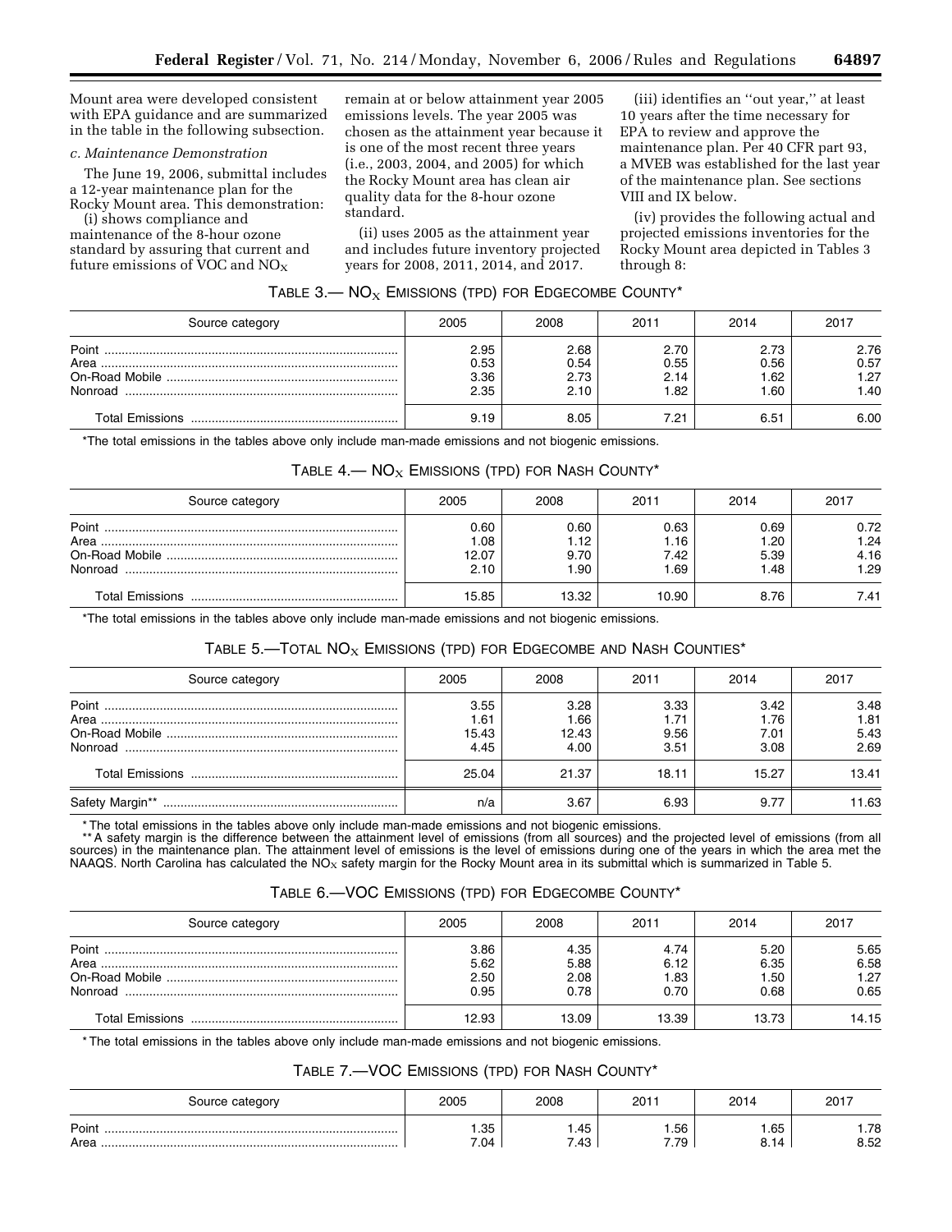Mount area were developed consistent with EPA guidance and are summarized in the table in the following subsection.

*c. Maintenance Demonstration*

The June 19, 2006, submittal includes a 12-year maintenance plan for the Rocky Mount area. This demonstration:

(i) shows compliance and maintenance of the 8-hour ozone standard by assuring that current and future emissions of VOC and $NO_X$ remain at or below attainment year 2005 emissions levels. The year 2005 was chosen as the attainment year because it is one of the most recent three years (i.e., 2003, 2004, and 2005) for which the Rocky Mount area has clean air quality data for the 8-hour ozone standard.

(ii) uses 2005 as the attainment year and includes future inventory projected years for 2008, 2011, 2014, and 2017.

(iii) identifies an ''out year,'' at least 10 years after the time necessary for EPA to review and approve the maintenance plan. Per 40 CFR part 93, a MVEB was established for the last year of the maintenance plan. See sections VIII and IX below.

(iv) provides the following actual and projected emissions inventories for the Rocky Mount area depicted in Tables 3 through 8:

TABLE 3.— $NO_X$ EMISSIONS (TPD) FOR EDGECOMBE COUNTY*

| Source category | 2005 | 2008 | 2011 | 2014 | 2017 |
|---|---|---|---|---|---|
| Point | 2.95 | 2.68 | 2.70 | 2.73 | 2.76 |
| Area | 0.53 | 0.54 | 0.55 | 0.56 | 0.57 |
| On-Road Mobile | 3.36 | 2.73 | 2.14 | 1.62 | 1.27 |
| Nonroad | 2.35 | 2.10 | 1.82 | 1.60 | 1.40 |
| Total Emissions | 9.19 | 8.05 | 7.21 | 6.51 | 6.00 |

*The total emissions in the tables above only include man-made emissions and not biogenic emissions.

TABLE 4.— $NO_X$ EMISSIONS (TPD) FOR NASH COUNTY*

| Source category | 2005 | 2008 | 2011 | 2014 | 2017 |
|---|---|---|---|---|---|
| Point | 0.60 | 0.60 | 0.63 | 0.69 | 0.72 |
| Area | 1.08 | 1.12 | 1.16 | 1.20 | 1.24 |
| On-Road Mobile | 12.07 | 9.70 | 7.42 | 5.39 | 4.16 |
| Nonroad | 2.10 | 1.90 | 1.69 | 1.48 | 1.29 |
| Total Emissions | 15.85 | 13.32 | 10.90 | 8.76 | 7.41 |

*The total emissions in the tables above only include man-made emissions and not biogenic emissions.

TABLE 5.—TOTAL $NO_X$ EMISSIONS (TPD) FOR EDGECOMBE AND NASH COUNTIES*

| Source category | 2005 | 2008 | 2011 | 2014 | 2017 |
|---|---|---|---|---|---|
| Point | 3.55 | 3.28 | 3.33 | 3.42 | 3.48 |
| Area | 1.61 | 1.66 | 1.71 | 1.76 | 1.81 |
| On-Road Mobile | 15.43 | 12.43 | 9.56 | 7.01 | 5.43 |
| Nonroad | 4.45 | 4.00 | 3.51 | 3.08 | 2.69 |
| Total Emissions | 25.04 | 21.37 | 18.11 | 15.27 | 13.41 |
| Safety Margin** | n/a | 3.67 | 6.93 | 9.77 | 11.63 |

*The total emissions in the tables above only include man-made emissions and not biogenic emissions.

**A safety margin is the difference between the attainment level of emissions (from all sources) and the projected level of emissions (from all sources) in the maintenance plan. The attainment level of emissions is the level of emissions during one of the years in which the area met the NAAQS. North Carolina has calculated the $NO_X$ safety margin for the Rocky Mount area in its submittal which is summarized in Table 5.

TABLE 6.—VOC EMISSIONS (TPD) FOR EDGECOMBE COUNTY*

| Source category | 2005 | 2008 | 2011 | 2014 | 2017 |
|---|---|---|---|---|---|
| Point | 3.86 | 4.35 | 4.74 | 5.20 | 5.65 |
| Area | 5.62 | 5.88 | 6.12 | 6.35 | 6.58 |
| On-Road Mobile | 2.50 | 2.08 | 1.83 | 1.50 | 1.27 |
| Nonroad | 0.95 | 0.78 | 0.70 | 0.68 | 0.65 |
| Total Emissions | 12.93 | 13.09 | 13.39 | 13.73 | 14.15 |

*The total emissions in the tables above only include man-made emissions and not biogenic emissions.

TABLE 7.—VOC EMISSIONS (TPD) FOR NASH COUNTY*

| Source category | 2005 | 2008 | 2011 | 2014 | 2017 |
|---|---|---|---|---|---|
| Point | 1.35 | 1.45 | 1.56 | 1.65 | 1.78 |
| Area | 7.04 | 7.43 | 7.79 | 8.14 | 8.52 |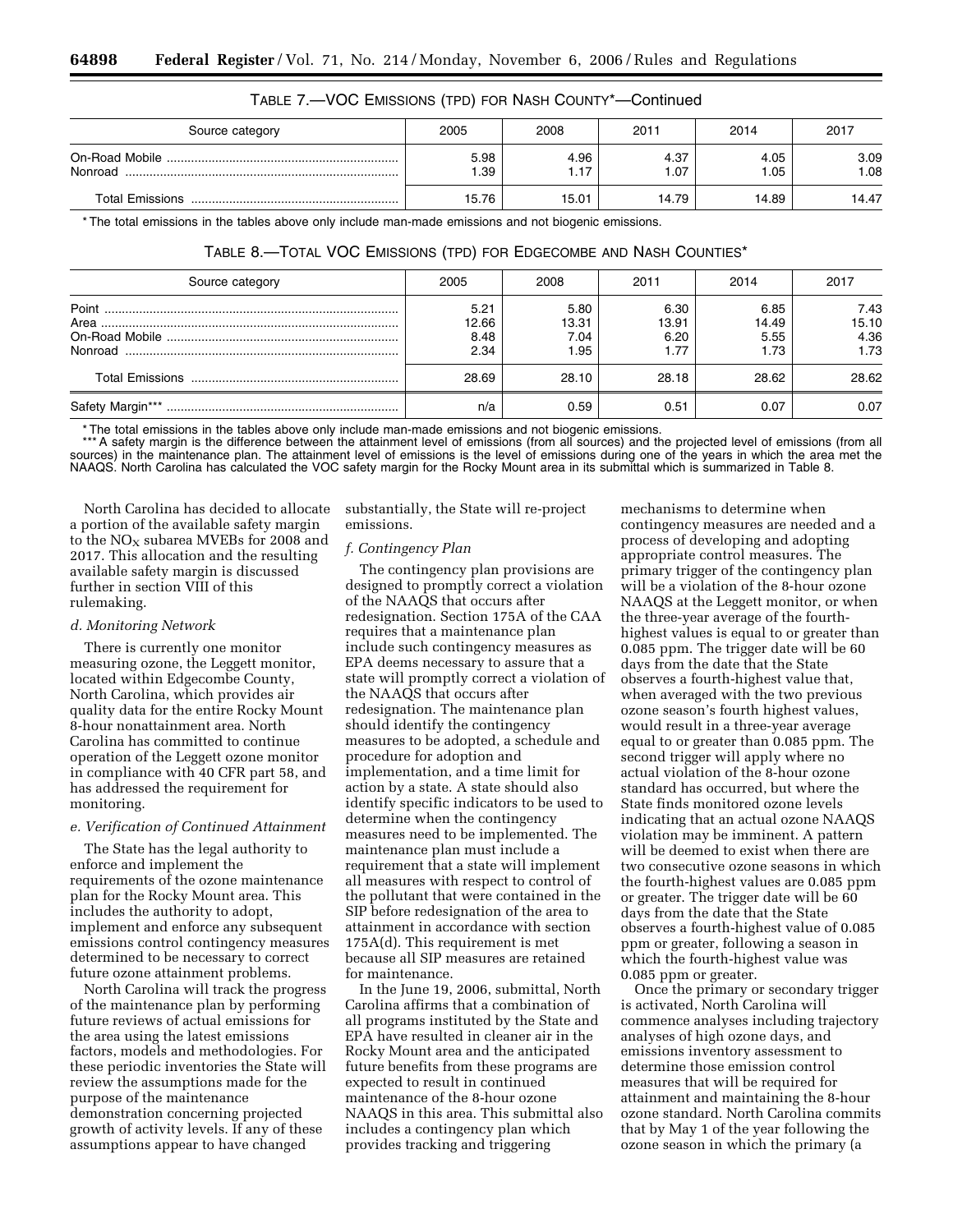TABLE 7.—VOC EMISSIONS (TPD) FOR NASH COUNTY*—Continued

| Source category | 2005 | 2008 | 2011 | 2014 | 2017 |
|---|---|---|---|---|---|
| On-Road Mobile | 5.98 | 4.96 | 4.37 | 4.05 | 3.09 |
| Nonroad | 1.39 | 1.17 | 1.07 | 1.05 | 1.08 |
| Total Emissions | 15.76 | 15.01 | 14.79 | 14.89 | 14.47 |

* The total emissions in the tables above only include man-made emissions and not biogenic emissions.

TABLE 8.—TOTAL VOC EMISSIONS (TPD) FOR EDGECOMBE AND NASH COUNTIES*

| Source category | 2005 | 2008 | 2011 | 2014 | 2017 |
|---|---|---|---|---|---|
| Point | 5.21 | 5.80 | 6.30 | 6.85 | 7.43 |
| Area | 12.66 | 13.31 | 13.91 | 14.49 | 15.10 |
| On-Road Mobile | 8.48 | 7.04 | 6.20 | 5.55 | 4.36 |
| Nonroad | 2.34 | 1.95 | 1.77 | 1.73 | 1.73 |
| Total Emissions | 28.69 | 28.10 | 28.18 | 28.62 | 28.62 |
| Safety Margin*** | n/a | 0.59 | 0.51 | 0.07 | 0.07 |

* The total emissions in the tables above only include man-made emissions and not biogenic emissions.

*** A safety margin is the difference between the attainment level of emissions (from all sources) and the projected level of emissions (from all sources) in the maintenance plan. The attainment level of emissions is the level of emissions during one of the years in which the area met the NAAQS. North Carolina has calculated the VOC safety margin for the Rocky Mount area in its submittal which is summarized in Table 8.

North Carolina has decided to allocate a portion of the available safety margin to the $NO_X$ subarea MVEBs for 2008 and 2017. This allocation and the resulting available safety margin is discussed further in section VIII of this rulemaking.

*d. Monitoring Network*

There is currently one monitor measuring ozone, the Leggett monitor, located within Edgecombe County, North Carolina, which provides air quality data for the entire Rocky Mount 8-hour nonattainment area. North Carolina has committed to continue operation of the Leggett ozone monitor in compliance with 40 CFR part 58, and has addressed the requirement for monitoring.

*e. Verification of Continued Attainment*

The State has the legal authority to enforce and implement the requirements of the ozone maintenance plan for the Rocky Mount area. This includes the authority to adopt, implement and enforce any subsequent emissions control contingency measures determined to be necessary to correct future ozone attainment problems.

North Carolina will track the progress of the maintenance plan by performing future reviews of actual emissions for the area using the latest emissions factors, models and methodologies. For these periodic inventories the State will review the assumptions made for the purpose of the maintenance demonstration concerning projected growth of activity levels. If any of these assumptions appear to have changed substantially, the State will re-project emissions.

*f. Contingency Plan*

The contingency plan provisions are designed to promptly correct a violation of the NAAQS that occurs after redesignation. Section 175A of the CAA requires that a maintenance plan include such contingency measures as EPA deems necessary to assure that a state will promptly correct a violation of the NAAQS that occurs after redesignation. The maintenance plan should identify the contingency measures to be adopted, a schedule and procedure for adoption and implementation, and a time limit for action by a state. A state should also identify specific indicators to be used to determine when the contingency measures need to be implemented. The maintenance plan must include a requirement that a state will implement all measures with respect to control of the pollutant that were contained in the SIP before redesignation of the area to attainment in accordance with section 175A(d). This requirement is met because all SIP measures are retained for maintenance.

In the June 19, 2006, submittal, North Carolina affirms that a combination of all programs instituted by the State and EPA have resulted in cleaner air in the Rocky Mount area and the anticipated future benefits from these programs are expected to result in continued maintenance of the 8-hour ozone NAAQS in this area. This submittal also includes a contingency plan which provides tracking and triggering mechanisms to determine when contingency measures are needed and a process of developing and adopting appropriate control measures. The primary trigger of the contingency plan will be a violation of the 8-hour ozone NAAQS at the Leggett monitor, or when the three-year average of the fourth-highest values is equal to or greater than 0.085 ppm. The trigger date will be 60 days from the date that the State observes a fourth-highest value that, when averaged with the two previous ozone season's fourth highest values, would result in a three-year average equal to or greater than 0.085 ppm. The second trigger will apply where no actual violation of the 8-hour ozone standard has occurred, but where the State finds monitored ozone levels indicating that an actual ozone NAAQS violation may be imminent. A pattern will be deemed to exist when there are two consecutive ozone seasons in which the fourth-highest values are 0.085 ppm or greater. The trigger date will be 60 days from the date that the State observes a fourth-highest value of 0.085 ppm or greater, following a season in which the fourth-highest value was 0.085 ppm or greater.

Once the primary or secondary trigger is activated, North Carolina will commence analyses including trajectory analyses of high ozone days, and emissions inventory assessment to determine those emission control measures that will be required for attainment and maintaining the 8-hour ozone standard. North Carolina commits that by May 1 of the year following the ozone season in which the primary (a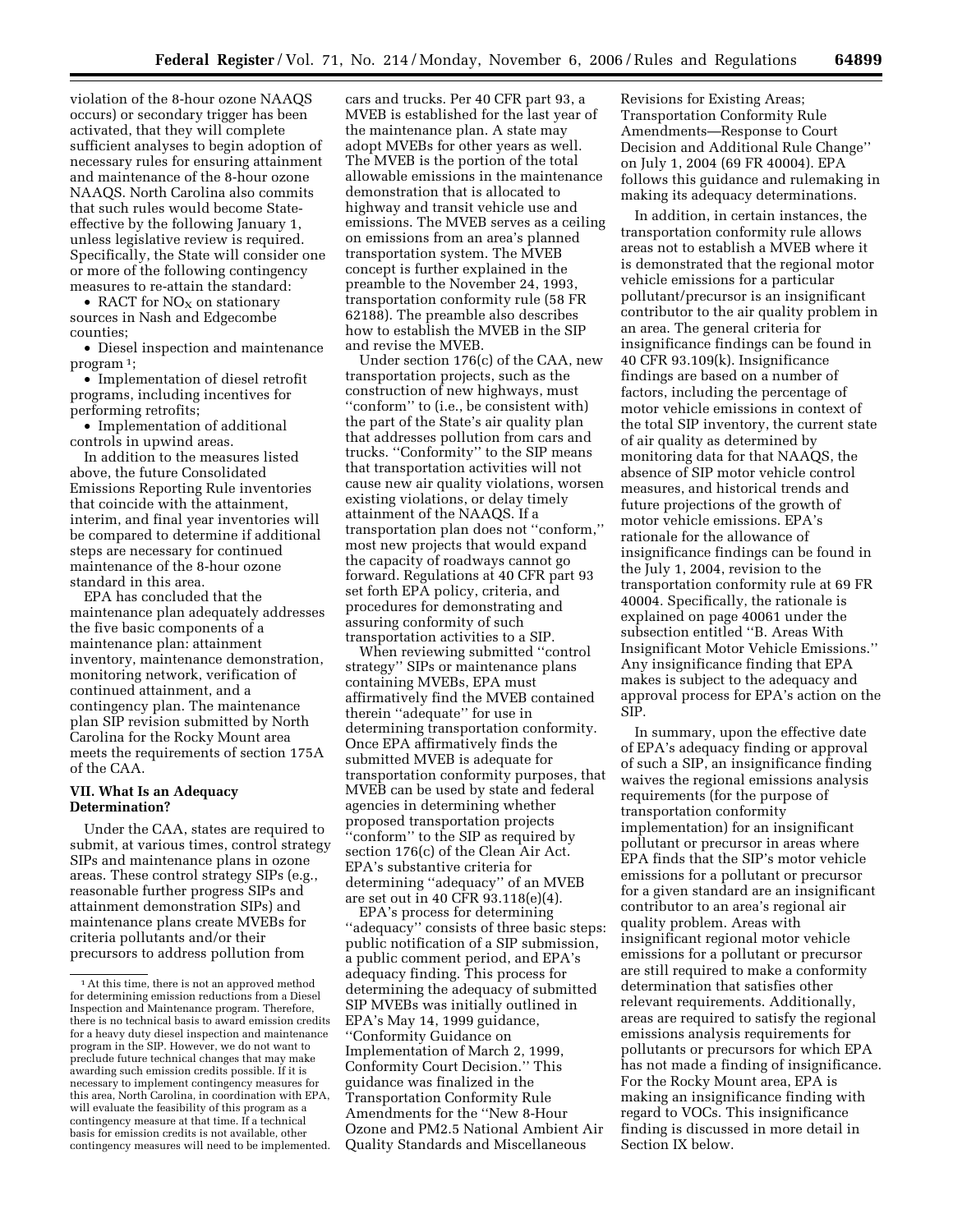violation of the 8-hour ozone NAAQS occurs) or secondary trigger has been activated, that they will complete sufficient analyses to begin adoption of necessary rules for ensuring attainment and maintenance of the 8-hour ozone NAAQS. North Carolina also commits that such rules would become State-effective by the following January 1, unless legislative review is required. Specifically, the State will consider one or more of the following contingency measures to re-attain the standard:

- RACT for $NO_X$ on stationary sources in Nash and Edgecombe counties;
- Diesel inspection and maintenance program [1];
- Implementation of diesel retrofit programs, including incentives for performing retrofits;
- Implementation of additional controls in upwind areas.

In addition to the measures listed above, the future Consolidated Emissions Reporting Rule inventories that coincide with the attainment, interim, and final year inventories will be compared to determine if additional steps are necessary for continued maintenance of the 8-hour ozone standard in this area.

EPA has concluded that the maintenance plan adequately addresses the five basic components of a maintenance plan: attainment inventory, maintenance demonstration, monitoring network, verification of continued attainment, and a contingency plan. The maintenance plan SIP revision submitted by North Carolina for the Rocky Mount area meets the requirements of section 175A of the CAA.

## VII. What Is an Adequacy Determination?

Under the CAA, states are required to submit, at various times, control strategy SIPs and maintenance plans in ozone areas. These control strategy SIPs (e.g., reasonable further progress SIPs and attainment demonstration SIPs) and maintenance plans create MVEBs for criteria pollutants and/or their precursors to address pollution from cars and trucks. Per 40 CFR part 93, a MVEB is established for the last year of the maintenance plan. A state may adopt MVEBs for other years as well. The MVEB is the portion of the total allowable emissions in the maintenance demonstration that is allocated to highway and transit vehicle use and emissions. The MVEB serves as a ceiling on emissions from an area's planned transportation system. The MVEB concept is further explained in the preamble to the November 24, 1993, transportation conformity rule (58 FR 62188). The preamble also describes how to establish the MVEB in the SIP and revise the MVEB.

Under section 176(c) of the CAA, new transportation projects, such as the construction of new highways, must "conform" to (i.e., be consistent with) the part of the State's air quality plan that addresses pollution from cars and trucks. "Conformity" to the SIP means that transportation activities will not cause new air quality violations, worsen existing violations, or delay timely attainment of the NAAQS. If a transportation plan does not "conform," most new projects that would expand the capacity of roadways cannot go forward. Regulations at 40 CFR part 93 set forth EPA policy, criteria, and procedures for demonstrating and assuring conformity of such transportation activities to a SIP.

When reviewing submitted "control strategy" SIPs or maintenance plans containing MVEBs, EPA must affirmatively find the MVEB contained therein "adequate" for use in determining transportation conformity. Once EPA affirmatively finds the submitted MVEB is adequate for transportation conformity purposes, that MVEB can be used by state and federal agencies in determining whether proposed transportation projects "conform" to the SIP as required by section 176(c) of the Clean Air Act. EPA's substantive criteria for determining "adequacy" of an MVEB are set out in 40 CFR 93.118(e)(4).

EPA's process for determining "adequacy" consists of three basic steps: public notification of a SIP submission, a public comment period, and EPA's adequacy finding. This process for determining the adequacy of submitted SIP MVEBs was initially outlined in EPA's May 14, 1999 guidance, "Conformity Guidance on Implementation of March 2, 1999, Conformity Court Decision." This guidance was finalized in the Transportation Conformity Rule Amendments for the "New 8-Hour Ozone and PM2.5 National Ambient Air Quality Standards and Miscellaneous Revisions for Existing Areas; Transportation Conformity Rule Amendments—Response to Court Decision and Additional Rule Change" on July 1, 2004 (69 FR 40004). EPA follows this guidance and rulemaking in making its adequacy determinations.

In addition, in certain instances, the transportation conformity rule allows areas not to establish a MVEB where it is demonstrated that the regional motor vehicle emissions for a particular pollutant/precursor is an insignificant contributor to the air quality problem in an area. The general criteria for insignificance findings can be found in 40 CFR 93.109(k). Insignificance findings are based on a number of factors, including the percentage of motor vehicle emissions in context of the total SIP inventory, the current state of air quality as determined by monitoring data for that NAAQS, the absence of SIP motor vehicle control measures, and historical trends and future projections of the growth of motor vehicle emissions. EPA's rationale for the allowance of insignificance findings can be found in the July 1, 2004, revision to the transportation conformity rule at 69 FR 40004. Specifically, the rationale is explained on page 40061 under the subsection entitled "B. Areas With Insignificant Motor Vehicle Emissions." Any insignificance finding that EPA makes is subject to the adequacy and approval process for EPA's action on the SIP.

In summary, upon the effective date of EPA's adequacy finding or approval of such a SIP, an insignificance finding waives the regional emissions analysis requirements (for the purpose of transportation conformity implementation) for an insignificant pollutant or precursor in areas where EPA finds that the SIP's motor vehicle emissions for a pollutant or precursor for a given standard are an insignificant contributor to an area's regional air quality problem. Areas with insignificant regional motor vehicle emissions for a pollutant or precursor are still required to make a conformity determination that satisfies other relevant requirements. Additionally, areas are required to satisfy the regional emissions analysis requirements for pollutants or precursors for which EPA has not made a finding of insignificance. For the Rocky Mount area, EPA is making an insignificance finding with regard to VOCs. This insignificance finding is discussed in more detail in Section IX below.

[1] At this time, there is not an approved method for determining emission reductions from a Diesel Inspection and Maintenance program. Therefore, there is no technical basis to award emission credits for a heavy duty diesel inspection and maintenance program in the SIP. However, we do not want to preclude future technical changes that may make awarding such emission credits possible. If it is necessary to implement contingency measures for this area, North Carolina, in coordination with EPA, will evaluate the feasibility of this program as a contingency measure at that time. If a technical basis for emission credits is not available, other contingency measures will need to be implemented.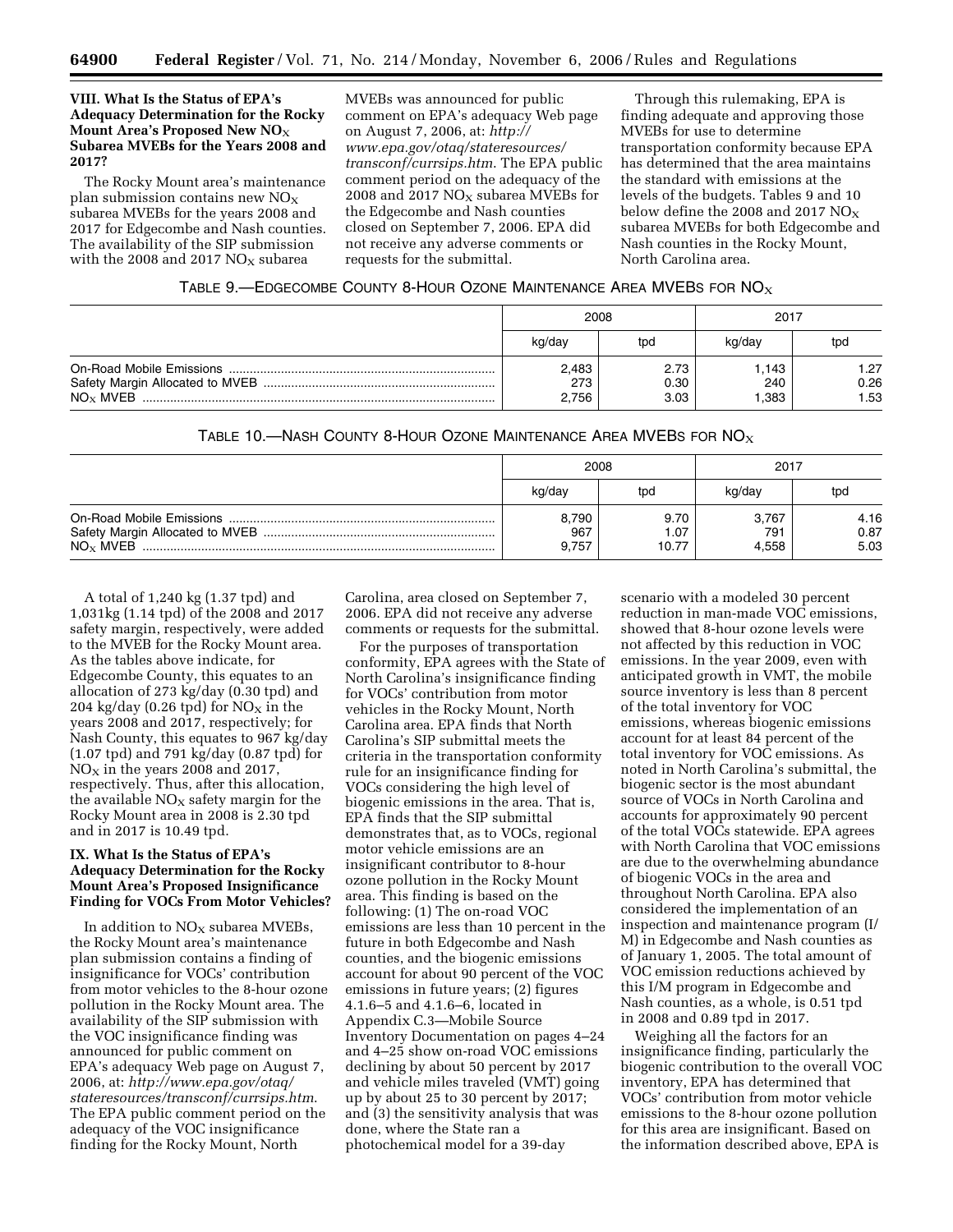### VIII. What Is the Status of EPA's Adequacy Determination for the Rocky Mount Area's Proposed New $NO_X$ Subarea MVEBs for the Years 2008 and 2017?

The Rocky Mount area's maintenance plan submission contains new $NO_X$ subarea MVEBs for the years 2008 and 2017 for Edgecombe and Nash counties. The availability of the SIP submission with the 2008 and 2017 $NO_X$ subarea MVEBs was announced for public comment on EPA's adequacy Web page on August 7, 2006, at: *http://www.epa.gov/otaq/stateresources/transconf/currsips.htm*. The EPA public comment period on the adequacy of the 2008 and 2017 $NO_X$ subarea MVEBs for the Edgecombe and Nash counties closed on September 7, 2006. EPA did not receive any adverse comments or requests for the submittal.

Through this rulemaking, EPA is finding adequate and approving those MVEBs for use to determine transportation conformity because EPA has determined that the area maintains the standard with emissions at the levels of the budgets. Tables 9 and 10 below define the 2008 and 2017 $NO_X$ subarea MVEBs for both Edgecombe and Nash counties in the Rocky Mount, North Carolina area.

TABLE 9.—EDGECOMBE COUNTY 8-HOUR OZONE MAINTENANCE AREA MVEBS FOR $NO_X$

| | 2008 | | 2017 | |
|---|---|---|---|---|
| | kg/day | tpd | kg/day | tpd |
| On-Road Mobile Emissions | 2,483 | 2.73 | 1,143 | 1.27 |
| Safety Margin Allocated to MVEB | 273 | 0.30 | 240 | 0.26 |
| $NO_X$ MVEB | 2,756 | 3.03 | 1,383 | 1.53 |

TABLE 10.—NASH COUNTY 8-HOUR OZONE MAINTENANCE AREA MVEBS FOR $NO_X$

| | 2008 | | 2017 | |
|---|---|---|---|---|
| | kg/day | tpd | kg/day | tpd |
| On-Road Mobile Emissions | 8,790 | 9.70 | 3,767 | 4.16 |
| Safety Margin Allocated to MVEB | 967 | 1.07 | 791 | 0.87 |
| $NO_X$ MVEB | 9,757 | 10.77 | 4,558 | 5.03 |

A total of 1,240 kg (1.37 tpd) and 1,031kg (1.14 tpd) of the 2008 and 2017 safety margin, respectively, were added to the MVEB for the Rocky Mount area. As the tables above indicate, for Edgecombe County, this equates to an allocation of 273 kg/day (0.30 tpd) and 204 kg/day (0.26 tpd) for $NO_X$ in the years 2008 and 2017, respectively; for Nash County, this equates to 967 kg/day (1.07 tpd) and 791 kg/day (0.87 tpd) for $NO_X$ in the years 2008 and 2017, respectively. Thus, after this allocation, the available $NO_X$ safety margin for the Rocky Mount area in 2008 is 2.30 tpd and in 2017 is 10.49 tpd.

### IX. What Is the Status of EPA's Adequacy Determination for the Rocky Mount Area's Proposed Insignificance Finding for VOCs From Motor Vehicles?

In addition to $NO_X$ subarea MVEBs, the Rocky Mount area's maintenance plan submission contains a finding of insignificance for VOCs' contribution from motor vehicles to the 8-hour ozone pollution in the Rocky Mount area. The availability of the SIP submission with the VOC insignificance finding was announced for public comment on EPA's adequacy Web page on August 7, 2006, at: *http://www.epa.gov/otaq/stateresources/transconf/currsips.htm*. The EPA public comment period on the adequacy of the VOC insignificance finding for the Rocky Mount, North Carolina, area closed on September 7, 2006. EPA did not receive any adverse comments or requests for the submittal.

For the purposes of transportation conformity, EPA agrees with the State of North Carolina's insignificance finding for VOCs' contribution from motor vehicles in the Rocky Mount, North Carolina area. EPA finds that North Carolina's SIP submittal meets the criteria in the transportation conformity rule for an insignificance finding for VOCs considering the high level of biogenic emissions in the area. That is, EPA finds that the SIP submittal demonstrates that, as to VOCs, regional motor vehicle emissions are an insignificant contributor to 8-hour ozone pollution in the Rocky Mount area. This finding is based on the following: (1) The on-road VOC emissions are less than 10 percent in the future in both Edgecombe and Nash counties, and the biogenic emissions account for about 90 percent of the VOC emissions in future years; (2) figures 4.1.6–5 and 4.1.6–6, located in Appendix C.3—Mobile Source Inventory Documentation on pages 4–24 and 4–25 show on-road VOC emissions declining by about 50 percent by 2017 and vehicle miles traveled (VMT) going up by about 25 to 30 percent by 2017; and (3) the sensitivity analysis that was done, where the State ran a photochemical model for a 39-day scenario with a modeled 30 percent reduction in man-made VOC emissions, showed that 8-hour ozone levels were not affected by this reduction in VOC emissions. In the year 2009, even with anticipated growth in VMT, the mobile source inventory is less than 8 percent of the total inventory for VOC emissions, whereas biogenic emissions account for at least 84 percent of the total inventory for VOC emissions. As noted in North Carolina's submittal, the biogenic sector is the most abundant source of VOCs in North Carolina and accounts for approximately 90 percent of the total VOCs statewide. EPA agrees with North Carolina that VOC emissions are due to the overwhelming abundance of biogenic VOCs in the area and throughout North Carolina. EPA also considered the implementation of an inspection and maintenance program (I/M) in Edgecombe and Nash counties as of January 1, 2005. The total amount of VOC emission reductions achieved by this I/M program in Edgecombe and Nash counties, as a whole, is 0.51 tpd in 2008 and 0.89 tpd in 2017.

Weighing all the factors for an insignificance finding, particularly the biogenic contribution to the overall VOC inventory, EPA has determined that VOCs' contribution from motor vehicle emissions to the 8-hour ozone pollution for this area are insignificant. Based on the information described above, EPA is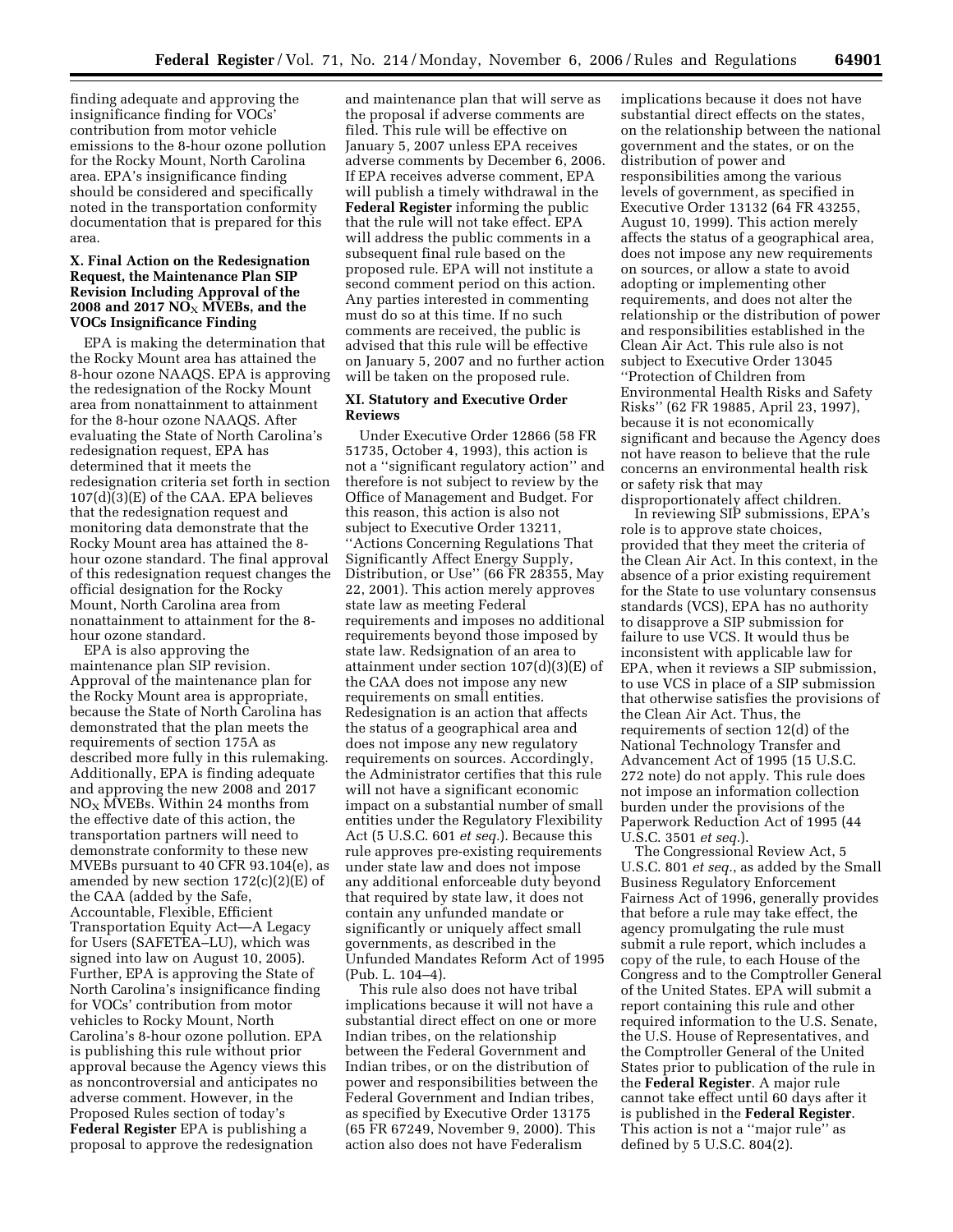finding adequate and approving the insignificance finding for VOCs' contribution from motor vehicle emissions to the 8-hour ozone pollution for the Rocky Mount, North Carolina area. EPA's insignificance finding should be considered and specifically noted in the transportation conformity documentation that is prepared for this area.

### X. Final Action on the Redesignation Request, the Maintenance Plan SIP Revision Including Approval of the 2008 and 2017 $NO_X$ MVEBs, and the VOCs Insignificance Finding

EPA is making the determination that the Rocky Mount area has attained the 8-hour ozone NAAQS. EPA is approving the redesignation of the Rocky Mount area from nonattainment to attainment for the 8-hour ozone NAAQS. After evaluating the State of North Carolina's redesignation request, EPA has determined that it meets the redesignation criteria set forth in section 107(d)(3)(E) of the CAA. EPA believes that the redesignation request and monitoring data demonstrate that the Rocky Mount area has attained the 8-hour ozone standard. The final approval of this redesignation request changes the official designation for the Rocky Mount, North Carolina area from nonattainment to attainment for the 8-hour ozone standard.

EPA is also approving the maintenance plan SIP revision. Approval of the maintenance plan for the Rocky Mount area is appropriate, because the State of North Carolina has demonstrated that the plan meets the requirements of section 175A as described more fully in this rulemaking. Additionally, EPA is finding adequate and approving the new 2008 and 2017 $NO_X$ MVEBs. Within 24 months from the effective date of this action, the transportation partners will need to demonstrate conformity to these new MVEBs pursuant to 40 CFR 93.104(e), as amended by new section 172(c)(2)(E) of the CAA (added by the Safe, Accountable, Flexible, Efficient Transportation Equity Act—A Legacy for Users (SAFETEA–LU), which was signed into law on August 10, 2005). Further, EPA is approving the State of North Carolina's insignificance finding for VOCs' contribution from motor vehicles to Rocky Mount, North Carolina's 8-hour ozone pollution. EPA is publishing this rule without prior approval because the Agency views this as noncontroversial and anticipates no adverse comment. However, in the Proposed Rules section of today's **Federal Register** EPA is publishing a proposal to approve the redesignation and maintenance plan that will serve as the proposal if adverse comments are filed. This rule will be effective on January 5, 2007 unless EPA receives adverse comments by December 6, 2006. If EPA receives adverse comment, EPA will publish a timely withdrawal in the **Federal Register** informing the public that the rule will not take effect. EPA will address the public comments in a subsequent final rule based on the proposed rule. EPA will not institute a second comment period on this action. Any parties interested in commenting must do so at this time. If no such comments are received, the public is advised that this rule will be effective on January 5, 2007 and no further action will be taken on the proposed rule.

### XI. Statutory and Executive Order Reviews

Under Executive Order 12866 (58 FR 51735, October 4, 1993), this action is not a ''significant regulatory action'' and therefore is not subject to review by the Office of Management and Budget. For this reason, this action is also not subject to Executive Order 13211, ''Actions Concerning Regulations That Significantly Affect Energy Supply, Distribution, or Use'' (66 FR 28355, May 22, 2001). This action merely approves state law as meeting Federal requirements and imposes no additional requirements beyond those imposed by state law. Redsignation of an area to attainment under section 107(d)(3)(E) of the CAA does not impose any new requirements on small entities. Redesignation is an action that affects the status of a geographical area and does not impose any new regulatory requirements on sources. Accordingly, the Administrator certifies that this rule will not have a significant economic impact on a substantial number of small entities under the Regulatory Flexibility Act (5 U.S.C. 601 *et seq.*). Because this rule approves pre-existing requirements under state law and does not impose any additional enforceable duty beyond that required by state law, it does not contain any unfunded mandate or significantly or uniquely affect small governments, as described in the Unfunded Mandates Reform Act of 1995 (Pub. L. 104–4).

This rule also does not have tribal implications because it will not have a substantial direct effect on one or more Indian tribes, on the relationship between the Federal Government and Indian tribes, or on the distribution of power and responsibilities between the Federal Government and Indian tribes, as specified by Executive Order 13175 (65 FR 67249, November 9, 2000). This action also does not have Federalism implications because it does not have substantial direct effects on the states, on the relationship between the national government and the states, or on the distribution of power and responsibilities among the various levels of government, as specified in Executive Order 13132 (64 FR 43255, August 10, 1999). This action merely affects the status of a geographical area, does not impose any new requirements on sources, or allow a state to avoid adopting or implementing other requirements, and does not alter the relationship or the distribution of power and responsibilities established in the Clean Air Act. This rule also is not subject to Executive Order 13045 ''Protection of Children from Environmental Health Risks and Safety Risks'' (62 FR 19885, April 23, 1997), because it is not economically significant and because the Agency does not have reason to believe that the rule concerns an environmental health risk or safety risk that may disproportionately affect children.

In reviewing SIP submissions, EPA's role is to approve state choices, provided that they meet the criteria of the Clean Air Act. In this context, in the absence of a prior existing requirement for the State to use voluntary consensus standards (VCS), EPA has no authority to disapprove a SIP submission for failure to use VCS. It would thus be inconsistent with applicable law for EPA, when it reviews a SIP submission, to use VCS in place of a SIP submission that otherwise satisfies the provisions of the Clean Air Act. Thus, the requirements of section 12(d) of the National Technology Transfer and Advancement Act of 1995 (15 U.S.C. 272 note) do not apply. This rule does not impose an information collection burden under the provisions of the Paperwork Reduction Act of 1995 (44 U.S.C. 3501 *et seq.*).

The Congressional Review Act, 5 U.S.C. 801 *et seq.*, as added by the Small Business Regulatory Enforcement Fairness Act of 1996, generally provides that before a rule may take effect, the agency promulgating the rule must submit a rule report, which includes a copy of the rule, to each House of the Congress and to the Comptroller General of the United States. EPA will submit a report containing this rule and other required information to the U.S. Senate, the U.S. House of Representatives, and the Comptroller General of the United States prior to publication of the rule in the **Federal Register**. A major rule cannot take effect until 60 days after it is published in the **Federal Register**. This action is not a ''major rule'' as defined by 5 U.S.C. 804(2).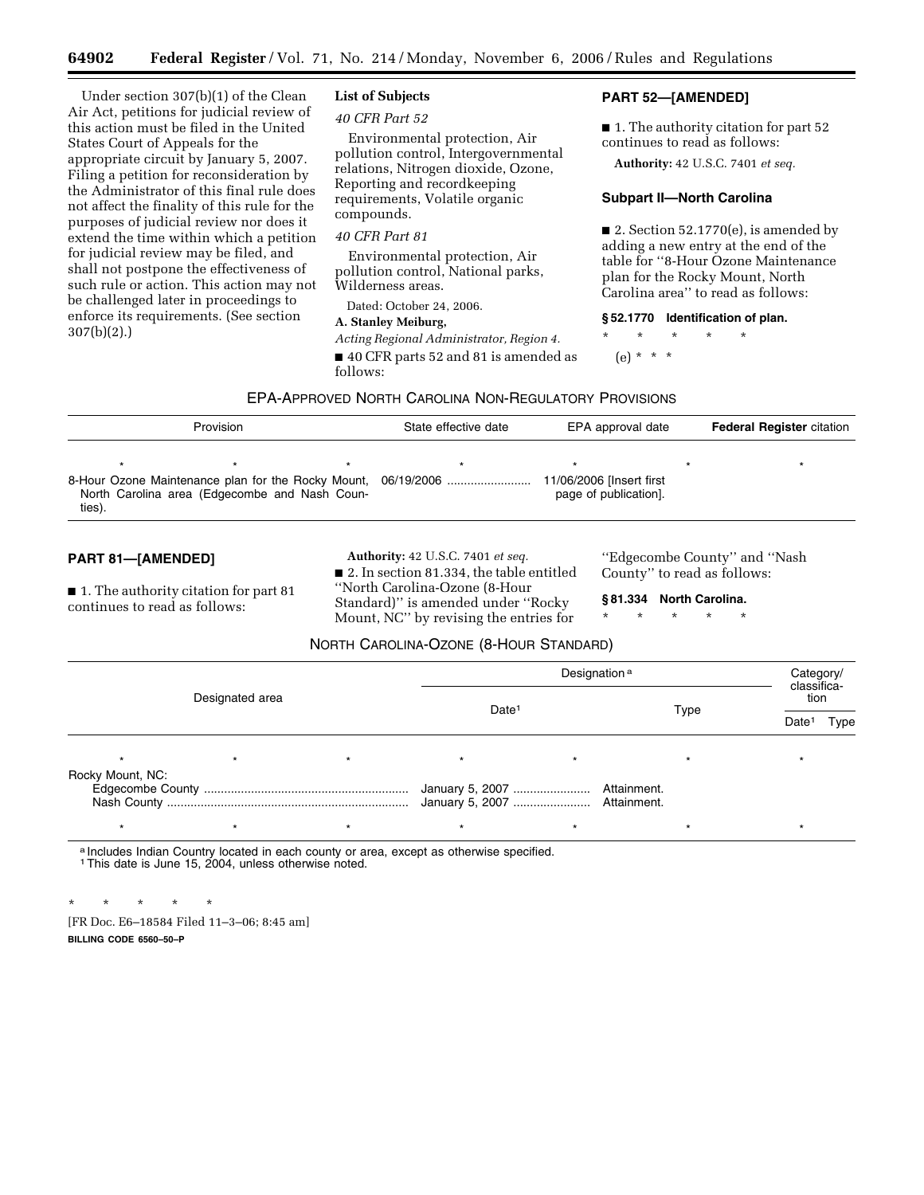Under section 307(b)(1) of the Clean Air Act, petitions for judicial review of this action must be filed in the United States Court of Appeals for the appropriate circuit by January 5, 2007. Filing a petition for reconsideration by the Administrator of this final rule does not affect the finality of this rule for the purposes of judicial review nor does it extend the time within which a petition for judicial review may be filed, and shall not postpone the effectiveness of such rule or action. This action may not be challenged later in proceedings to enforce its requirements. (See section 307(b)(2).)

**List of Subjects**

*40 CFR Part 52*

Environmental protection, Air pollution control, Intergovernmental relations, Nitrogen dioxide, Ozone, Reporting and recordkeeping requirements, Volatile organic compounds.

*40 CFR Part 81*

Environmental protection, Air pollution control, National parks, Wilderness areas.

Dated: October 24, 2006.

**A. Stanley Meiburg,**

*Acting Regional Administrator, Region 4.*

■ 40 CFR parts 52 and 81 is amended as follows:

## PART 52—[AMENDED]

■ 1. The authority citation for part 52 continues to read as follows:

**Authority:** 42 U.S.C. 7401 *et seq.*

### Subpart II—North Carolina

■ 2. Section 52.1770(e), is amended by adding a new entry at the end of the table for ''8-Hour Ozone Maintenance plan for the Rocky Mount, North Carolina area'' to read as follows:

**§ 52.1770 Identification of plan.**

\* \* \* \* \*

(e) \* \* \*

EPA-APPROVED NORTH CAROLINA NON-REGULATORY PROVISIONS

| Provision | State effective date | EPA approval date | **Federal Register** citation |
|---|---|---|---|
| \* \* \* | \* | \* | \* \* |
| 8-Hour Ozone Maintenance plan for the Rocky Mount, North Carolina area (Edgecombe and Nash Counties). | 06/19/2006 | 11/06/2006 [Insert first page of publication]. | |

## PART 81—[AMENDED]

■ 1. The authority citation for part 81 continues to read as follows:

**Authority:** 42 U.S.C. 7401 *et seq.*

■ 2. In section 81.334, the table entitled ''North Carolina-Ozone (8-Hour Standard)'' is amended under ''Rocky Mount, NC'' by revising the entries for ''Edgecombe County'' and ''Nash County'' to read as follows:

**§ 81.334 North Carolina.**

\* \* \* \* \*

NORTH CAROLINA-OZONE (8-HOUR STANDARD)

| Designated area | Designation[a] | | Category/classification | |
|---|---|---|---|---|
| | Date[1] | Type | Date[1] | Type |
| \* \* \* | \* | \* \* | \* | |
| Rocky Mount, NC: | | | | |
| Edgecombe County | January 5, 2007 | Attainment. | | |
| Nash County | January 5, 2007 | Attainment. | | |
| \* \* \* | \* | \* \* | \* | |

[a] Includes Indian Country located in each county or area, except as otherwise specified.
[1] This date is June 15, 2004, unless otherwise noted.

\* \* \* \* \*

[FR Doc. E6–18584 Filed 11–3–06; 8:45 am]

**BILLING CODE 6560–50–P**